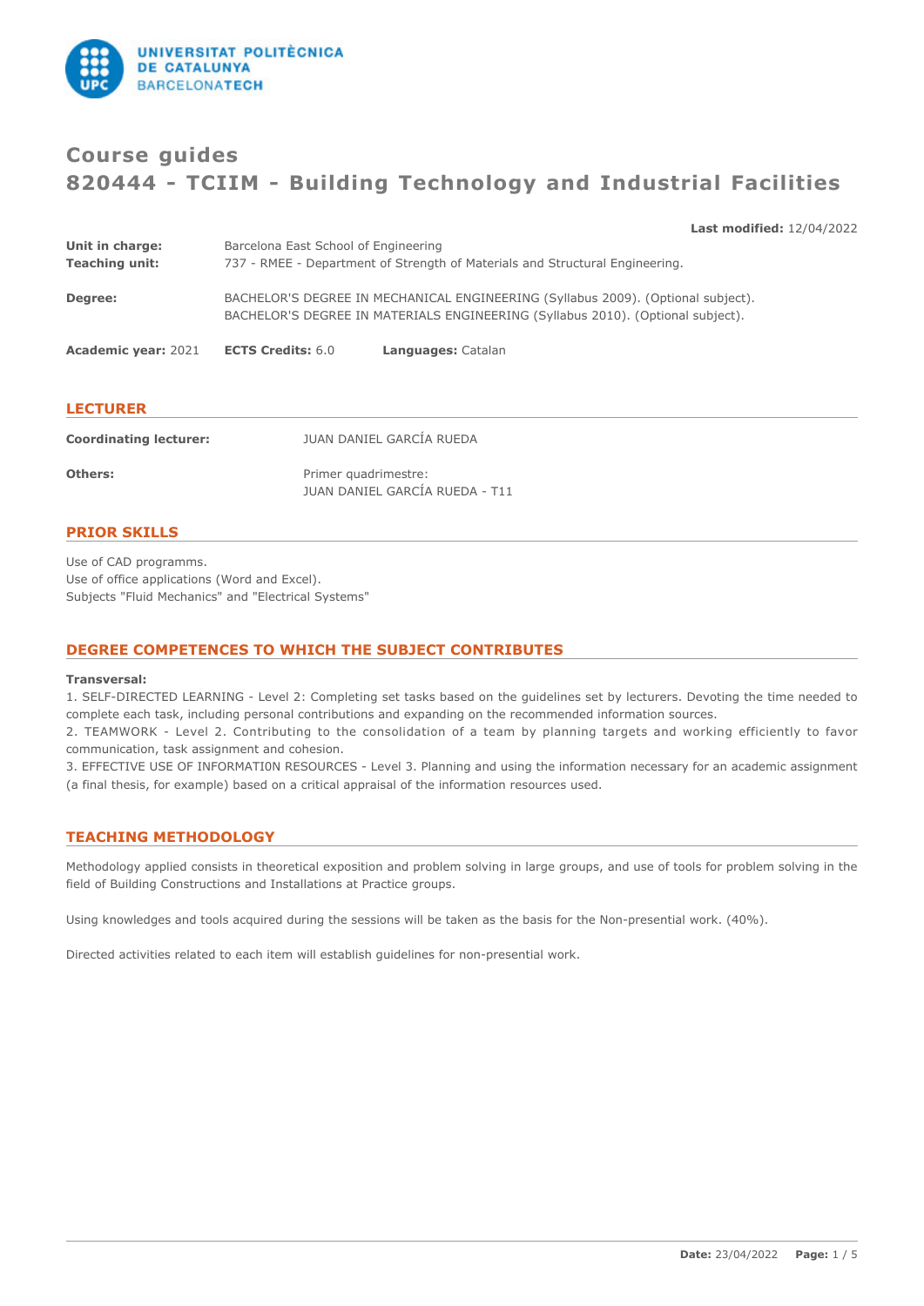# Course guides
# 820444 - TCIIM - Building Technology and Industrial Facilities

**Last modified:** 12/04/2022

**Unit in charge:** Barcelona East School of Engineering
**Teaching unit:** 737 - RMEE - Department of Strength of Materials and Structural Engineering.

**Degree:** BACHELOR'S DEGREE IN MECHANICAL ENGINEERING (Syllabus 2009). (Optional subject).
BACHELOR'S DEGREE IN MATERIALS ENGINEERING (Syllabus 2010). (Optional subject).

**Academic year:** 2021 **ECTS Credits:** 6.0 **Languages:** Catalan

## LECTURER

**Coordinating lecturer:** JUAN DANIEL GARCÍA RUEDA

**Others:** Primer quadrimestre:
JUAN DANIEL GARCÍA RUEDA - T11

## PRIOR SKILLS

Use of CAD programms.
Use of office applications (Word and Excel).
Subjects "Fluid Mechanics" and "Electrical Systems"

## DEGREE COMPETENCES TO WHICH THE SUBJECT CONTRIBUTES

**Transversal:**

1. SELF-DIRECTED LEARNING - Level 2: Completing set tasks based on the guidelines set by lecturers. Devoting the time needed to complete each task, including personal contributions and expanding on the recommended information sources.
2. TEAMWORK - Level 2. Contributing to the consolidation of a team by planning targets and working efficiently to favor communication, task assignment and cohesion.
3. EFFECTIVE USE OF INFORMATI0N RESOURCES - Level 3. Planning and using the information necessary for an academic assignment (a final thesis, for example) based on a critical appraisal of the information resources used.

## TEACHING METHODOLOGY

Methodology applied consists in theoretical exposition and problem solving in large groups, and use of tools for problem solving in the field of Building Constructions and Installations at Practice groups.

Using knowledges and tools acquired during the sessions will be taken as the basis for the Non-presential work. (40%).

Directed activities related to each item will establish guidelines for non-presential work.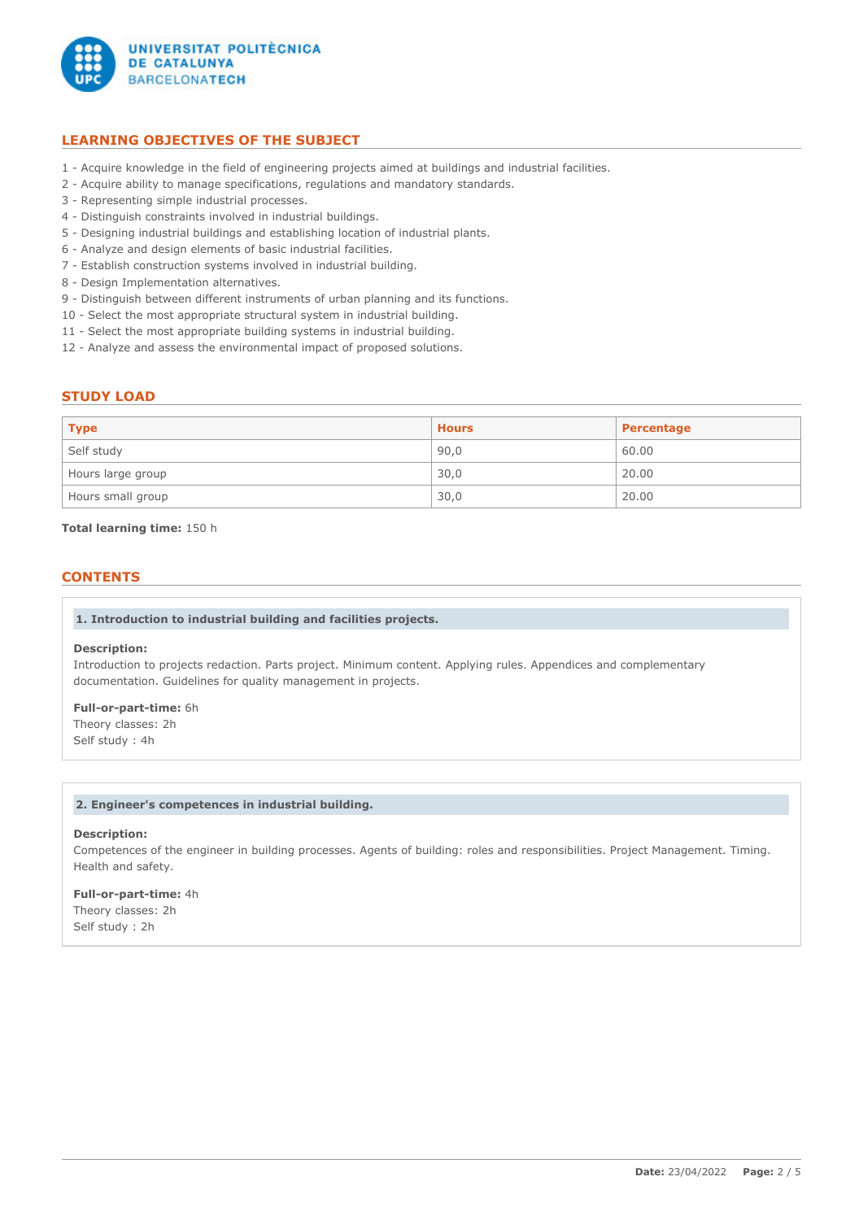## LEARNING OBJECTIVES OF THE SUBJECT

1 - Acquire knowledge in the field of engineering projects aimed at buildings and industrial facilities.
2 - Acquire ability to manage specifications, regulations and mandatory standards.
3 - Representing simple industrial processes.
4 - Distinguish constraints involved in industrial buildings.
5 - Designing industrial buildings and establishing location of industrial plants.
6 - Analyze and design elements of basic industrial facilities.
7 - Establish construction systems involved in industrial building.
8 - Design Implementation alternatives.
9 - Distinguish between different instruments of urban planning and its functions.
10 - Select the most appropriate structural system in industrial building.
11 - Select the most appropriate building systems in industrial building.
12 - Analyze and assess the environmental impact of proposed solutions.

## STUDY LOAD

| Type | Hours | Percentage |
|---|---|---|
| Self study | 90,0 | 60.00 |
| Hours large group | 30,0 | 20.00 |
| Hours small group | 30,0 | 20.00 |

**Total learning time:** 150 h

## CONTENTS

### 1. Introduction to industrial building and facilities projects.

**Description:**
Introduction to projects redaction. Parts project. Minimum content. Applying rules. Appendices and complementary documentation. Guidelines for quality management in projects.

**Full-or-part-time:** 6h
Theory classes: 2h
Self study : 4h

### 2. Engineer's competences in industrial building.

**Description:**
Competences of the engineer in building processes. Agents of building: roles and responsibilities. Project Management. Timing. Health and safety.

**Full-or-part-time:** 4h
Theory classes: 2h
Self study : 2h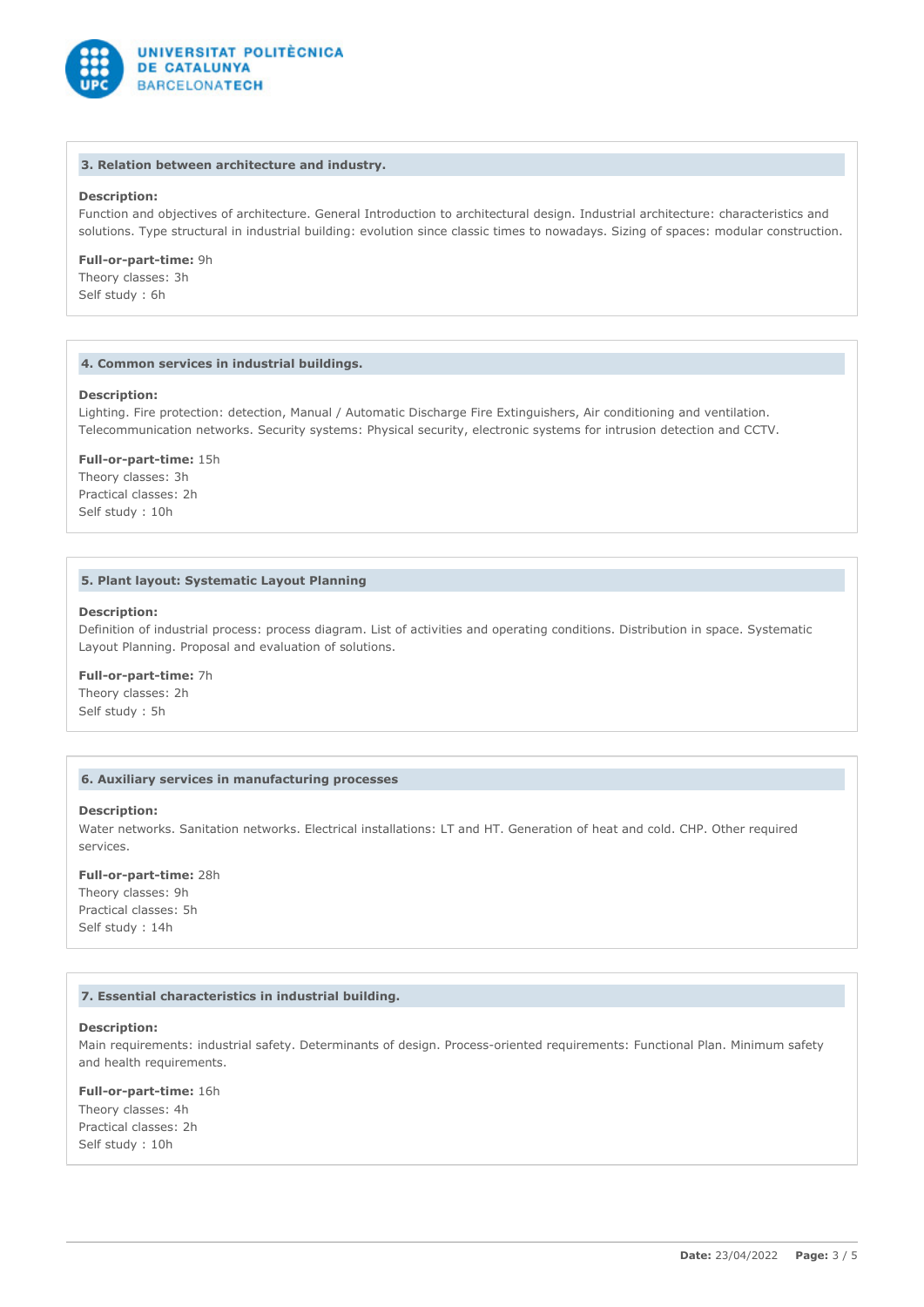### 3. Relation between architecture and industry.

**Description:**
Function and objectives of architecture. General Introduction to architectural design. Industrial architecture: characteristics and solutions. Type structural in industrial building: evolution since classic times to nowadays. Sizing of spaces: modular construction.

**Full-or-part-time:** 9h
Theory classes: 3h
Self study : 6h

### 4. Common services in industrial buildings.

**Description:**
Lighting. Fire protection: detection, Manual / Automatic Discharge Fire Extinguishers, Air conditioning and ventilation. Telecommunication networks. Security systems: Physical security, electronic systems for intrusion detection and CCTV.

**Full-or-part-time:** 15h
Theory classes: 3h
Practical classes: 2h
Self study : 10h

### 5. Plant layout: Systematic Layout Planning

**Description:**
Definition of industrial process: process diagram. List of activities and operating conditions. Distribution in space. Systematic Layout Planning. Proposal and evaluation of solutions.

**Full-or-part-time:** 7h
Theory classes: 2h
Self study : 5h

### 6. Auxiliary services in manufacturing processes

**Description:**
Water networks. Sanitation networks. Electrical installations: LT and HT. Generation of heat and cold. CHP. Other required services.

**Full-or-part-time:** 28h
Theory classes: 9h
Practical classes: 5h
Self study : 14h

### 7. Essential characteristics in industrial building.

**Description:**
Main requirements: industrial safety. Determinants of design. Process-oriented requirements: Functional Plan. Minimum safety and health requirements.

**Full-or-part-time:** 16h
Theory classes: 4h
Practical classes: 2h
Self study : 10h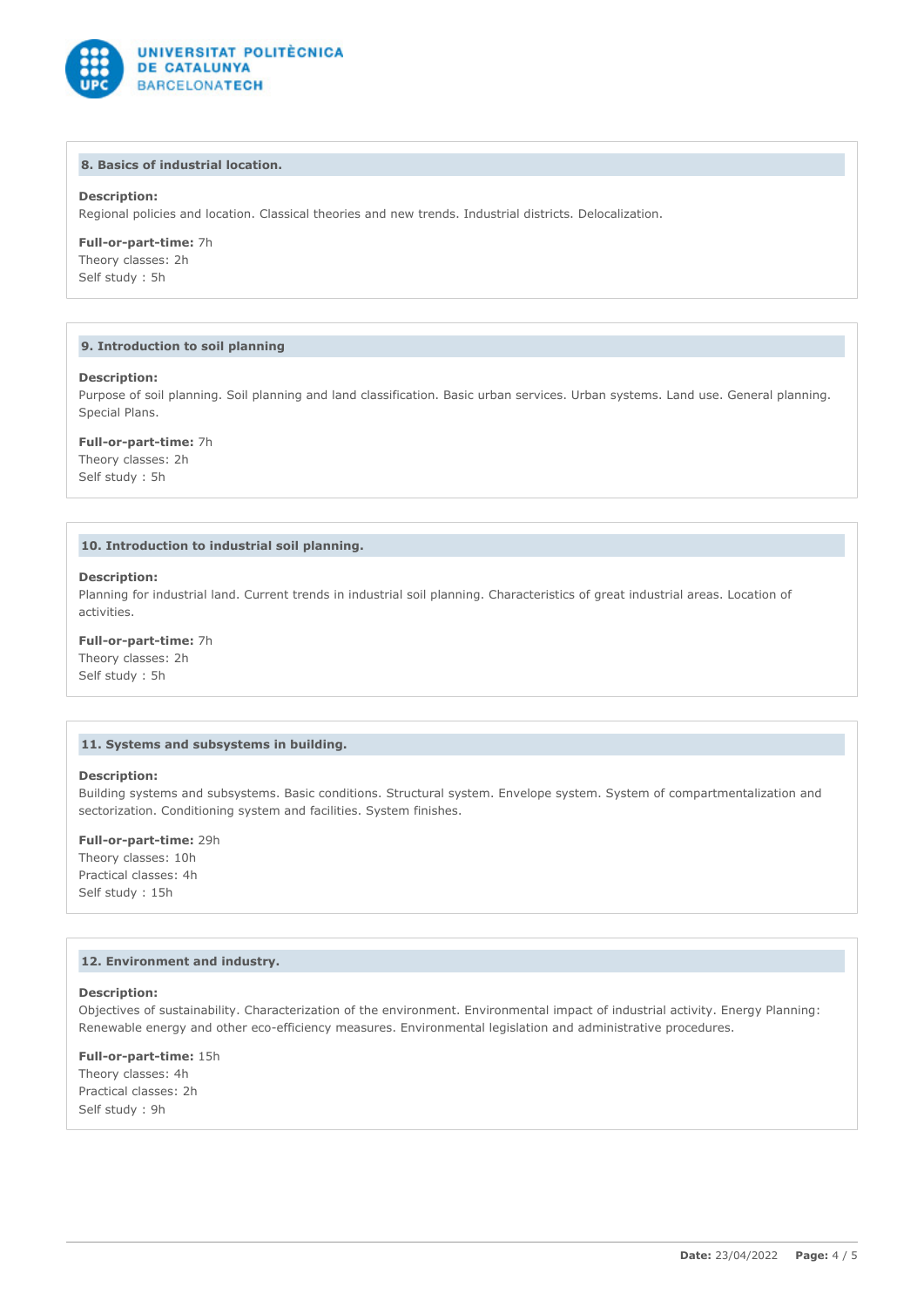### 8. Basics of industrial location.

**Description:**
Regional policies and location. Classical theories and new trends. Industrial districts. Delocalization.

**Full-or-part-time:** 7h
Theory classes: 2h
Self study : 5h

### 9. Introduction to soil planning

**Description:**
Purpose of soil planning. Soil planning and land classification. Basic urban services. Urban systems. Land use. General planning. Special Plans.

**Full-or-part-time:** 7h
Theory classes: 2h
Self study : 5h

### 10. Introduction to industrial soil planning.

**Description:**
Planning for industrial land. Current trends in industrial soil planning. Characteristics of great industrial areas. Location of activities.

**Full-or-part-time:** 7h
Theory classes: 2h
Self study : 5h

### 11. Systems and subsystems in building.

**Description:**
Building systems and subsystems. Basic conditions. Structural system. Envelope system. System of compartmentalization and sectorization. Conditioning system and facilities. System finishes.

**Full-or-part-time:** 29h
Theory classes: 10h
Practical classes: 4h
Self study : 15h

### 12. Environment and industry.

**Description:**
Objectives of sustainability. Characterization of the environment. Environmental impact of industrial activity. Energy Planning: Renewable energy and other eco-efficiency measures. Environmental legislation and administrative procedures.

**Full-or-part-time:** 15h
Theory classes: 4h
Practical classes: 2h
Self study : 9h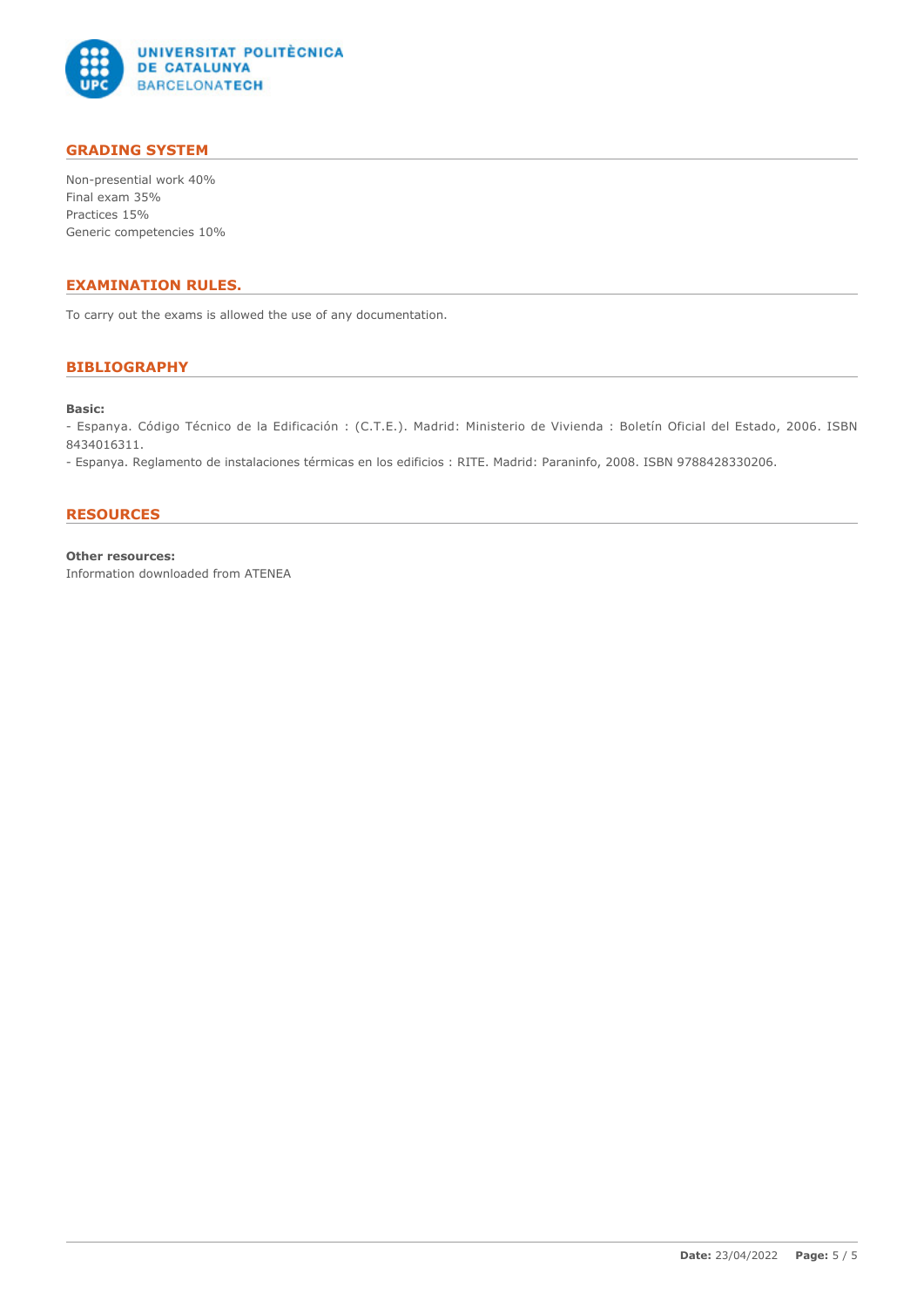## GRADING SYSTEM

Non-presential work 40%
Final exam 35%
Practices 15%
Generic competencies 10%

## EXAMINATION RULES.

To carry out the exams is allowed the use of any documentation.

## BIBLIOGRAPHY

**Basic:**

- Espanya. Código Técnico de la Edificación : (C.T.E.). Madrid: Ministerio de Vivienda : Boletín Oficial del Estado, 2006. ISBN 8434016311.
- Espanya. Reglamento de instalaciones térmicas en los edificios : RITE. Madrid: Paraninfo, 2008. ISBN 9788428330206.

## RESOURCES

**Other resources:**
Information downloaded from ATENEA